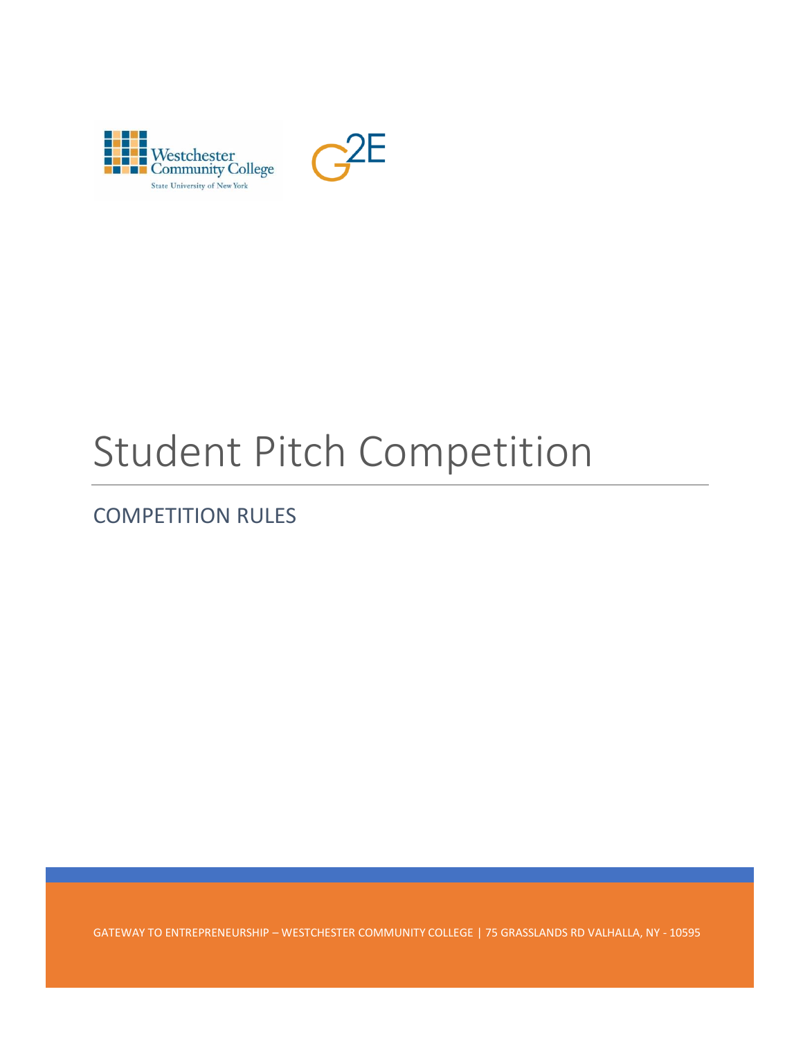Westchester Community College
State University of New York

G2E

# Student Pitch Competition

## COMPETITION RULES

GATEWAY TO ENTREPRENEURSHIP – WESTCHESTER COMMUNITY COLLEGE | 75 GRASSLANDS RD VALHALLA, NY - 10595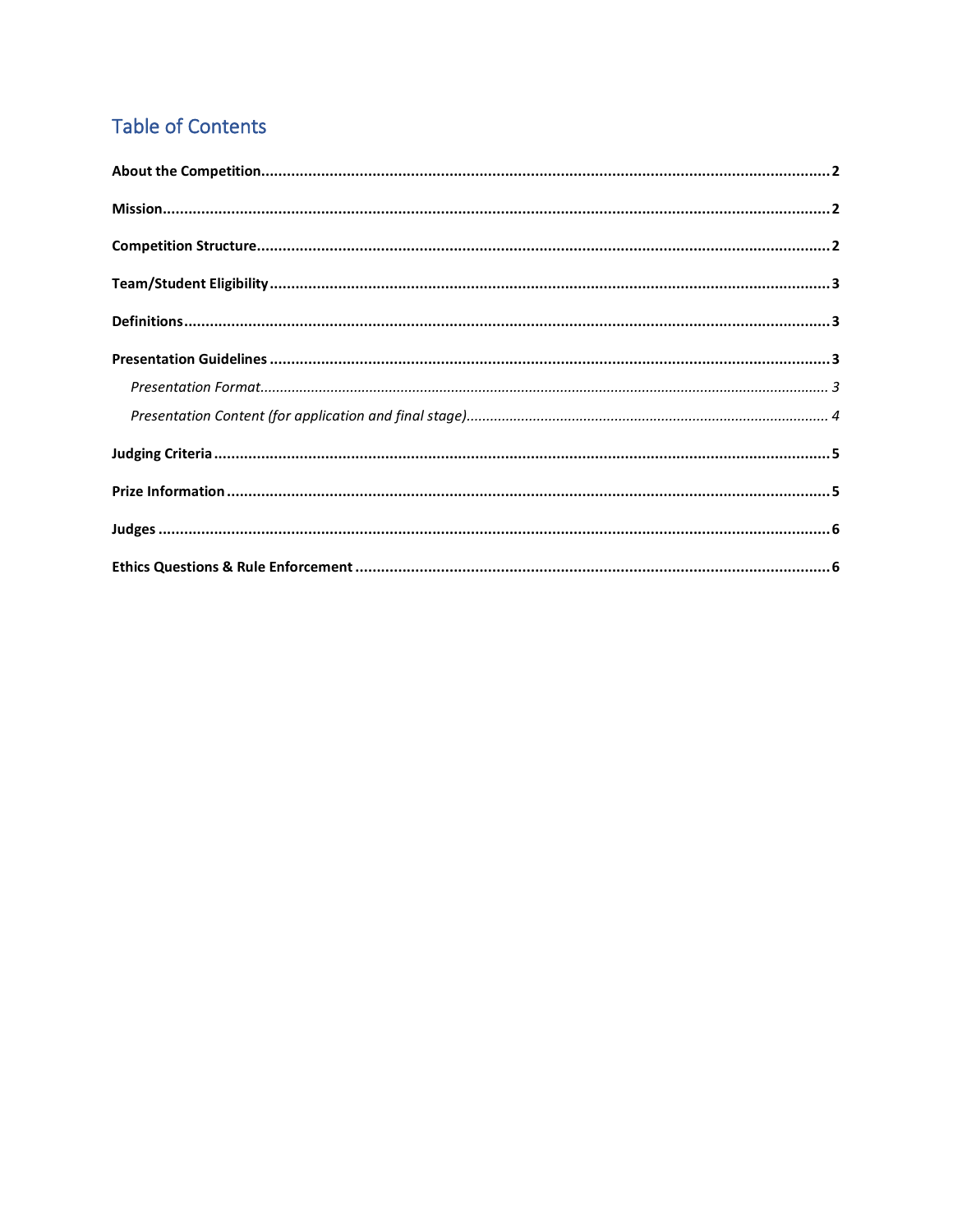## Table of Contents

**About the Competition** .......... 2

**Mission** .......... 2

**Competition Structure** .......... 2

**Team/Student Eligibility** .......... 3

**Definitions** .......... 3

**Presentation Guidelines** .......... 3

- *Presentation Format* .......... 3
- *Presentation Content (for application and final stage)* .......... 4

**Judging Criteria** .......... 5

**Prize Information** .......... 5

**Judges** .......... 6

**Ethics Questions & Rule Enforcement** .......... 6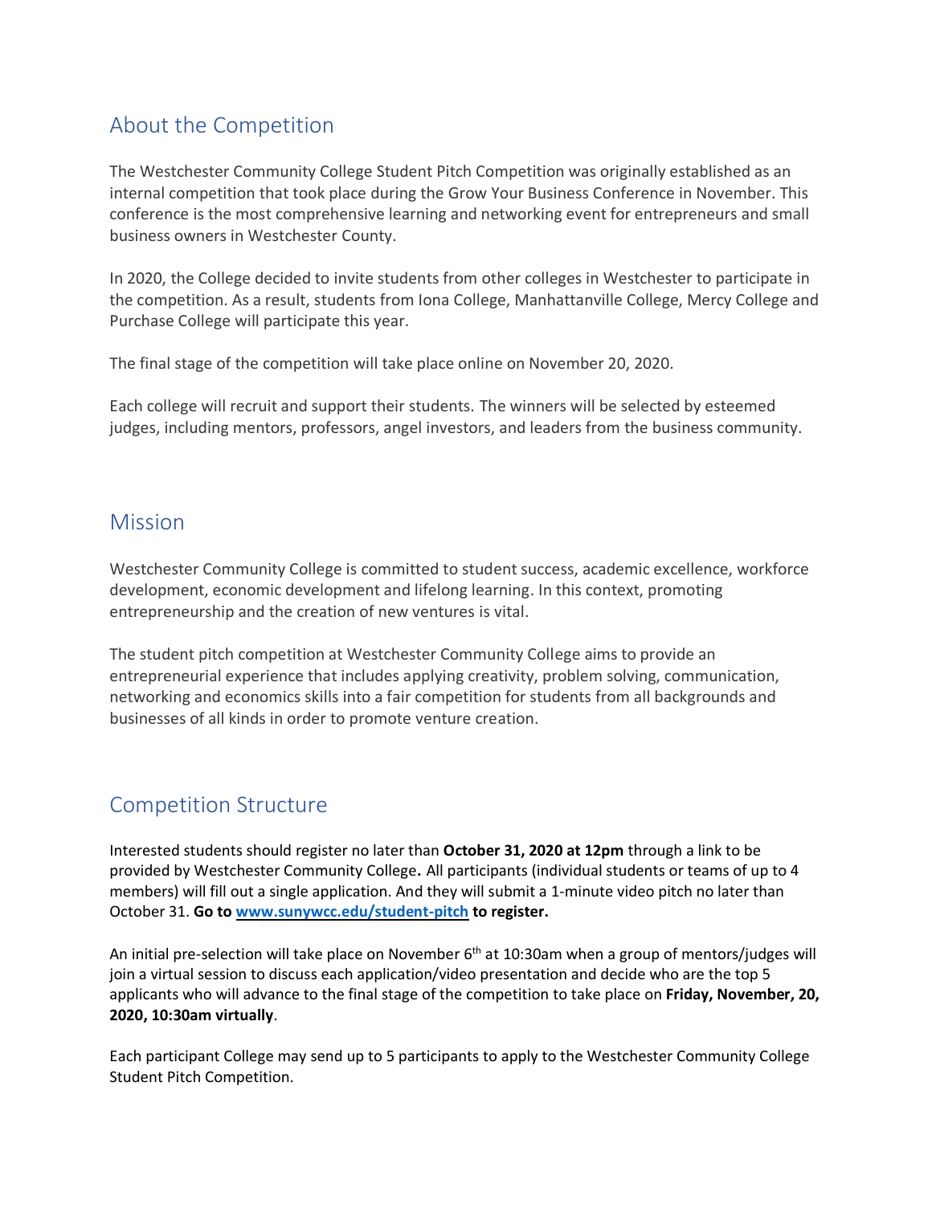## About the Competition

The Westchester Community College Student Pitch Competition was originally established as an internal competition that took place during the Grow Your Business Conference in November. This conference is the most comprehensive learning and networking event for entrepreneurs and small business owners in Westchester County.

In 2020, the College decided to invite students from other colleges in Westchester to participate in the competition. As a result, students from Iona College, Manhattanville College, Mercy College and Purchase College will participate this year.

The final stage of the competition will take place online on November 20, 2020.

Each college will recruit and support their students. The winners will be selected by esteemed judges, including mentors, professors, angel investors, and leaders from the business community.

## Mission

Westchester Community College is committed to student success, academic excellence, workforce development, economic development and lifelong learning. In this context, promoting entrepreneurship and the creation of new ventures is vital.

The student pitch competition at Westchester Community College aims to provide an entrepreneurial experience that includes applying creativity, problem solving, communication, networking and economics skills into a fair competition for students from all backgrounds and businesses of all kinds in order to promote venture creation.

## Competition Structure

Interested students should register no later than **October 31, 2020 at 12pm** through a link to be provided by Westchester Community College**.** All participants (individual students or teams of up to 4 members) will fill out a single application. And they will submit a 1-minute video pitch no later than October 31. **Go to [www.sunywcc.edu/student-pitch](www.sunywcc.edu/student-pitch) to register.**

An initial pre-selection will take place on November 6th at 10:30am when a group of mentors/judges will join a virtual session to discuss each application/video presentation and decide who are the top 5 applicants who will advance to the final stage of the competition to take place on **Friday, November, 20, 2020, 10:30am virtually**.

Each participant College may send up to 5 participants to apply to the Westchester Community College Student Pitch Competition.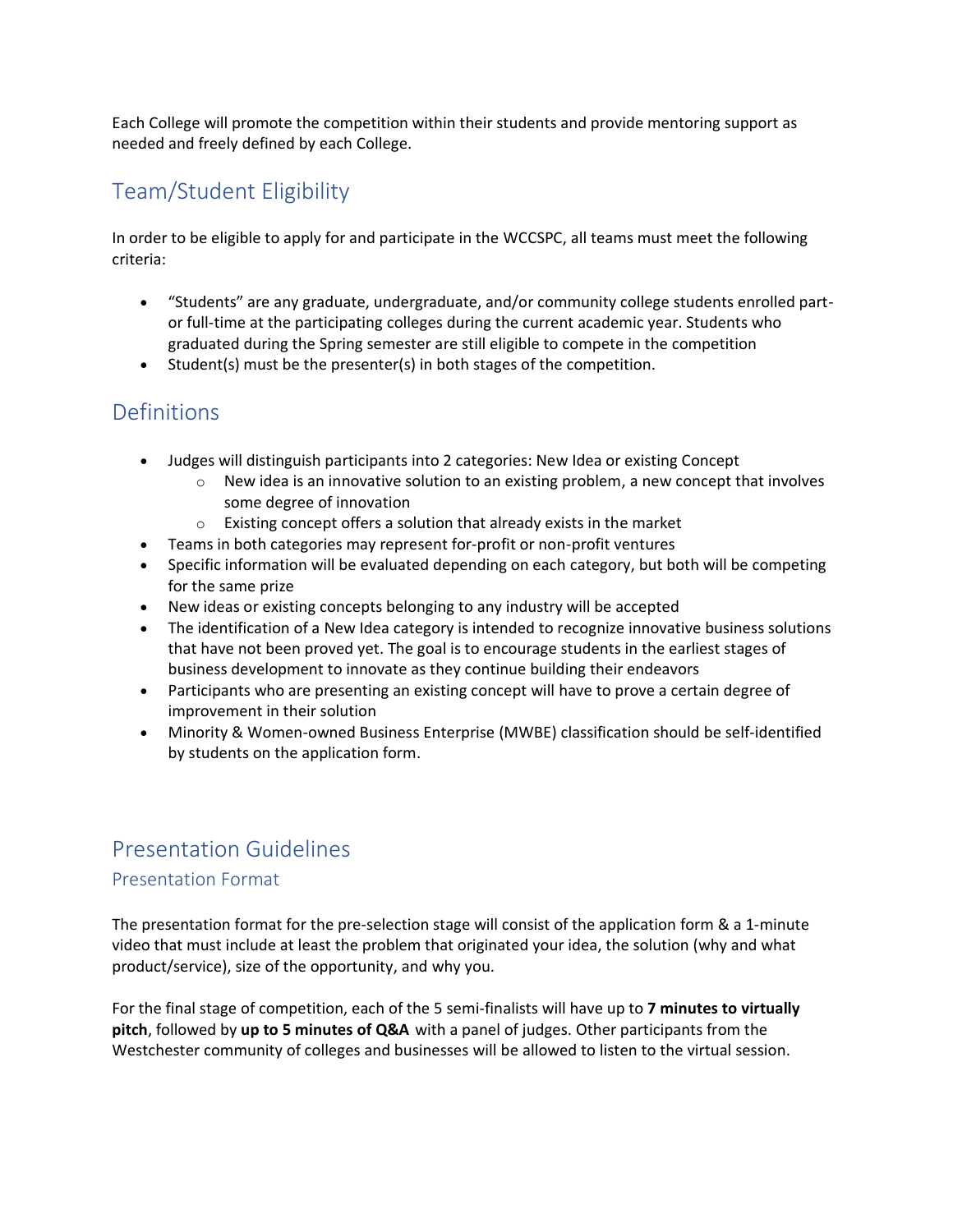Each College will promote the competition within their students and provide mentoring support as needed and freely defined by each College.

## Team/Student Eligibility

In order to be eligible to apply for and participate in the WCCSPC, all teams must meet the following criteria:

- "Students" are any graduate, undergraduate, and/or community college students enrolled part- or full-time at the participating colleges during the current academic year. Students who graduated during the Spring semester are still eligible to compete in the competition
- Student(s) must be the presenter(s) in both stages of the competition.

## Definitions

- Judges will distinguish participants into 2 categories: New Idea or existing Concept
  - New idea is an innovative solution to an existing problem, a new concept that involves some degree of innovation
  - Existing concept offers a solution that already exists in the market
- Teams in both categories may represent for-profit or non-profit ventures
- Specific information will be evaluated depending on each category, but both will be competing for the same prize
- New ideas or existing concepts belonging to any industry will be accepted
- The identification of a New Idea category is intended to recognize innovative business solutions that have not been proved yet. The goal is to encourage students in the earliest stages of business development to innovate as they continue building their endeavors
- Participants who are presenting an existing concept will have to prove a certain degree of improvement in their solution
- Minority & Women-owned Business Enterprise (MWBE) classification should be self-identified by students on the application form.

## Presentation Guidelines

### Presentation Format

The presentation format for the pre-selection stage will consist of the application form & a 1-minute video that must include at least the problem that originated your idea, the solution (why and what product/service), size of the opportunity, and why you.

For the final stage of competition, each of the 5 semi-finalists will have up to **7 minutes to virtually pitch**, followed by **up to 5 minutes of Q&A** with a panel of judges. Other participants from the Westchester community of colleges and businesses will be allowed to listen to the virtual session.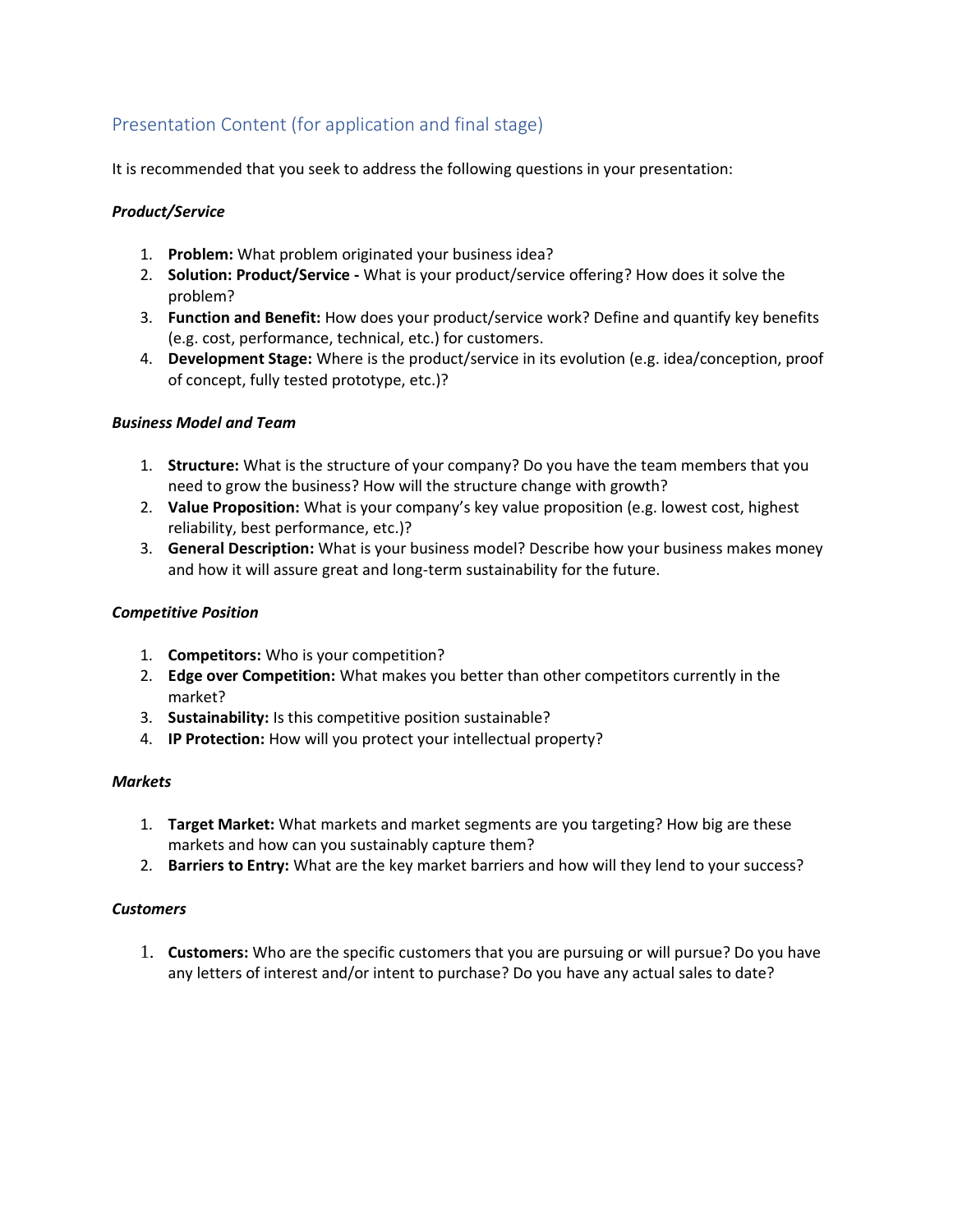## Presentation Content (for application and final stage)

It is recommended that you seek to address the following questions in your presentation:

***Product/Service***

1. **Problem:** What problem originated your business idea?
2. **Solution: Product/Service -** What is your product/service offering? How does it solve the problem?
3. **Function and Benefit:** How does your product/service work? Define and quantify key benefits (e.g. cost, performance, technical, etc.) for customers.
4. **Development Stage:** Where is the product/service in its evolution (e.g. idea/conception, proof of concept, fully tested prototype, etc.)?

***Business Model and Team***

1. **Structure:** What is the structure of your company? Do you have the team members that you need to grow the business? How will the structure change with growth?
2. **Value Proposition:** What is your company's key value proposition (e.g. lowest cost, highest reliability, best performance, etc.)?
3. **General Description:** What is your business model? Describe how your business makes money and how it will assure great and long-term sustainability for the future.

***Competitive Position***

1. **Competitors:** Who is your competition?
2. **Edge over Competition:** What makes you better than other competitors currently in the market?
3. **Sustainability:** Is this competitive position sustainable?
4. **IP Protection:** How will you protect your intellectual property?

***Markets***

1. **Target Market:** What markets and market segments are you targeting? How big are these markets and how can you sustainably capture them?
2. **Barriers to Entry:** What are the key market barriers and how will they lend to your success?

***Customers***

1. **Customers:** Who are the specific customers that you are pursuing or will pursue? Do you have any letters of interest and/or intent to purchase? Do you have any actual sales to date?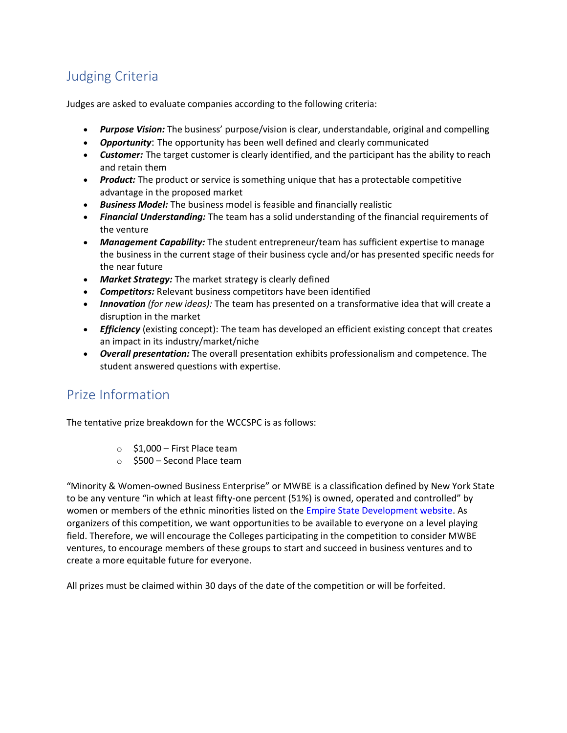## Judging Criteria

Judges are asked to evaluate companies according to the following criteria:

- ***Purpose Vision:*** The business' purpose/vision is clear, understandable, original and compelling
- ***Opportunity***: The opportunity has been well defined and clearly communicated
- ***Customer:*** The target customer is clearly identified, and the participant has the ability to reach and retain them
- ***Product:*** The product or service is something unique that has a protectable competitive advantage in the proposed market
- ***Business Model:*** The business model is feasible and financially realistic
- ***Financial Understanding:*** The team has a solid understanding of the financial requirements of the venture
- ***Management Capability:*** The student entrepreneur/team has sufficient expertise to manage the business in the current stage of their business cycle and/or has presented specific needs for the near future
- ***Market Strategy:*** The market strategy is clearly defined
- ***Competitors:*** Relevant business competitors have been identified
- ***Innovation*** *(for new ideas):* The team has presented on a transformative idea that will create a disruption in the market
- ***Efficiency*** (existing concept): The team has developed an efficient existing concept that creates an impact in its industry/market/niche
- ***Overall presentation:*** The overall presentation exhibits professionalism and competence. The student answered questions with expertise.

## Prize Information

The tentative prize breakdown for the WCCSPC is as follows:

- $1,000 – First Place team
- $500 – Second Place team

"Minority & Women-owned Business Enterprise" or MWBE is a classification defined by New York State to be any venture "in which at least fifty-one percent (51%) is owned, operated and controlled" by women or members of the ethnic minorities listed on the Empire State Development website. As organizers of this competition, we want opportunities to be available to everyone on a level playing field. Therefore, we will encourage the Colleges participating in the competition to consider MWBE ventures, to encourage members of these groups to start and succeed in business ventures and to create a more equitable future for everyone.

All prizes must be claimed within 30 days of the date of the competition or will be forfeited.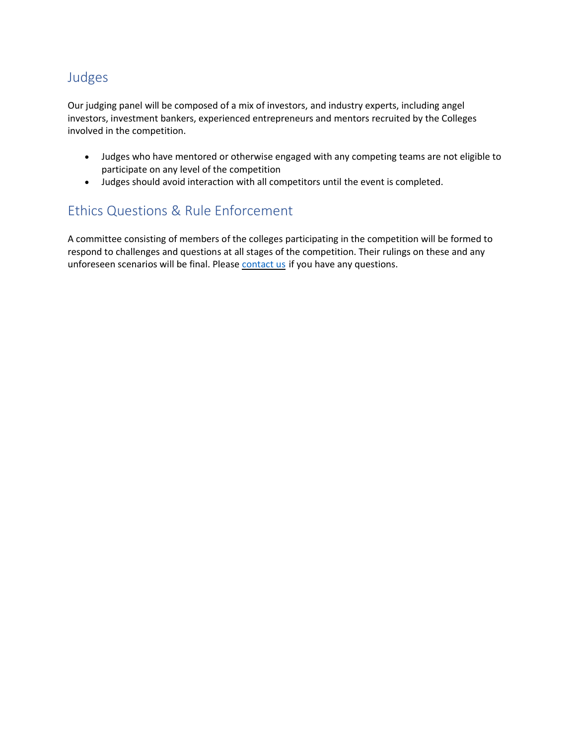## Judges

Our judging panel will be composed of a mix of investors, and industry experts, including angel investors, investment bankers, experienced entrepreneurs and mentors recruited by the Colleges involved in the competition.

- Judges who have mentored or otherwise engaged with any competing teams are not eligible to participate on any level of the competition
- Judges should avoid interaction with all competitors until the event is completed.

## Ethics Questions & Rule Enforcement

A committee consisting of members of the colleges participating in the competition will be formed to respond to challenges and questions at all stages of the competition. Their rulings on these and any unforeseen scenarios will be final. Please contact us if you have any questions.